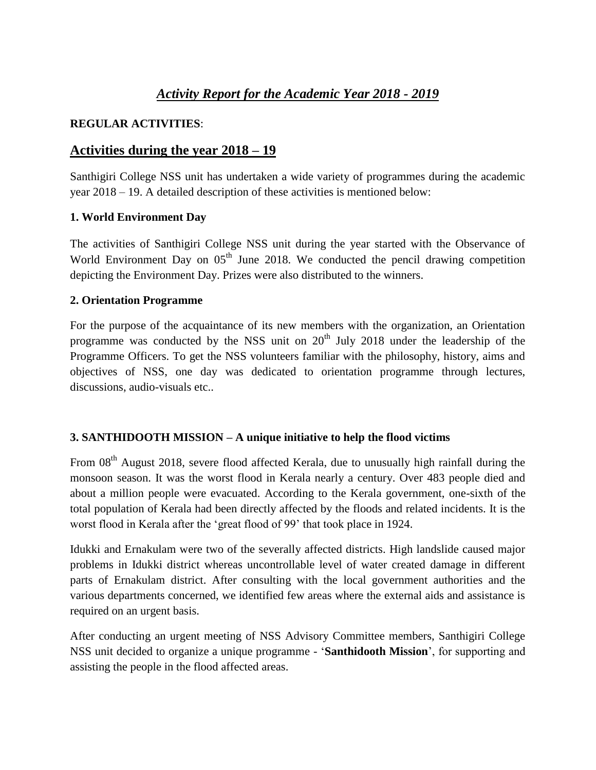# *Activity Report for the Academic Year 2018 - 2019*

**REGULAR ACTIVITIES**:

## Activities during the year 2018 – 19

Santhigiri College NSS unit has undertaken a wide variety of programmes during the academic year 2018 – 19. A detailed description of these activities is mentioned below:

### 1. World Environment Day

The activities of Santhigiri College NSS unit during the year started with the Observance of World Environment Day on 05th June 2018. We conducted the pencil drawing competition depicting the Environment Day. Prizes were also distributed to the winners.

### 2. Orientation Programme

For the purpose of the acquaintance of its new members with the organization, an Orientation programme was conducted by the NSS unit on 20th July 2018 under the leadership of the Programme Officers. To get the NSS volunteers familiar with the philosophy, history, aims and objectives of NSS, one day was dedicated to orientation programme through lectures, discussions, audio-visuals etc..

### 3. SANTHIDOOTH MISSION – A unique initiative to help the flood victims

From 08th August 2018, severe flood affected Kerala, due to unusually high rainfall during the monsoon season. It was the worst flood in Kerala nearly a century. Over 483 people died and about a million people were evacuated. According to the Kerala government, one-sixth of the total population of Kerala had been directly affected by the floods and related incidents. It is the worst flood in Kerala after the 'great flood of 99' that took place in 1924.

Idukki and Ernakulam were two of the severally affected districts. High landslide caused major problems in Idukki district whereas uncontrollable level of water created damage in different parts of Ernakulam district. After consulting with the local government authorities and the various departments concerned, we identified few areas where the external aids and assistance is required on an urgent basis.

After conducting an urgent meeting of NSS Advisory Committee members, Santhigiri College NSS unit decided to organize a unique programme - '**Santhidooth Mission**', for supporting and assisting the people in the flood affected areas.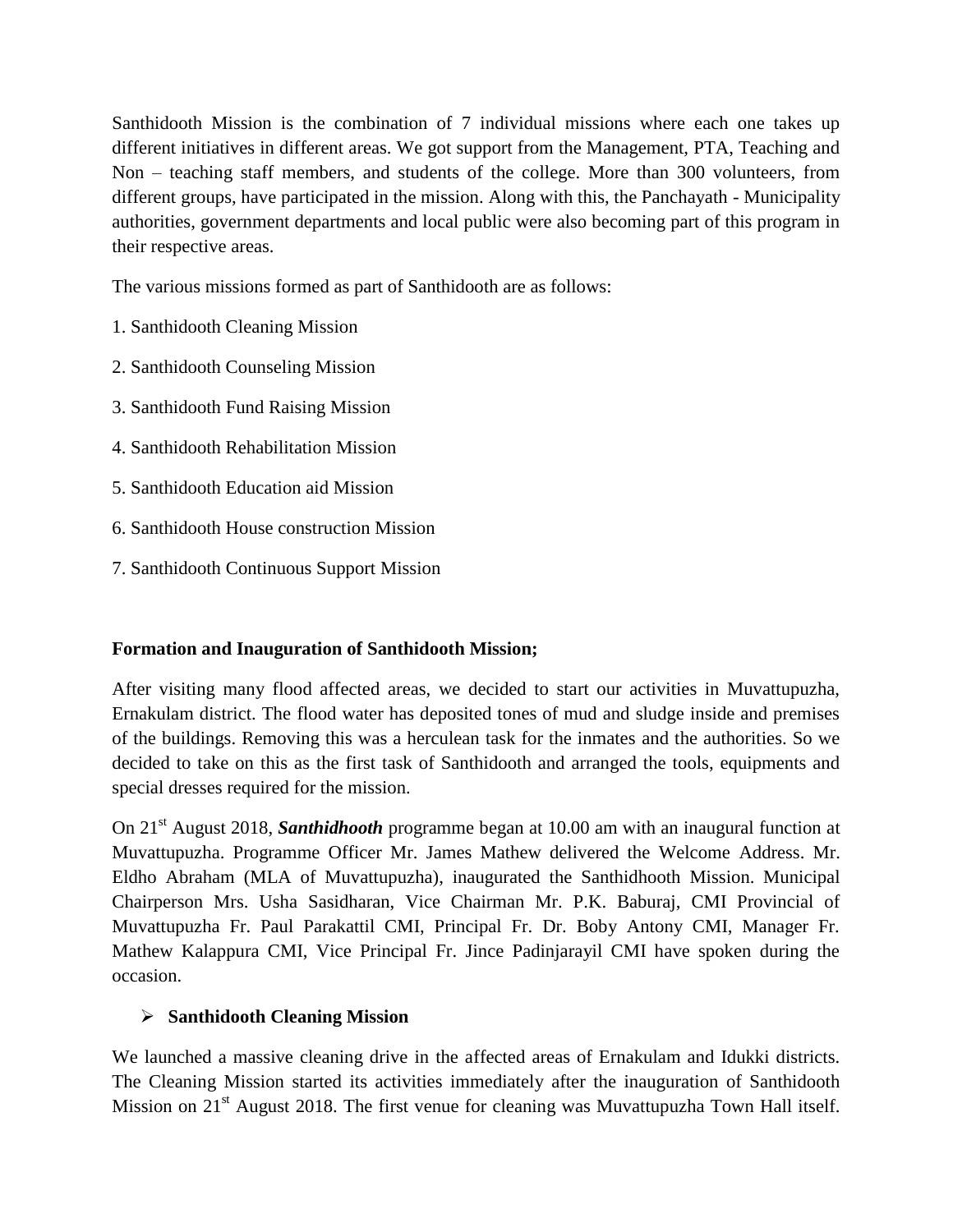Santhidooth Mission is the combination of 7 individual missions where each one takes up different initiatives in different areas. We got support from the Management, PTA, Teaching and Non – teaching staff members, and students of the college. More than 300 volunteers, from different groups, have participated in the mission. Along with this, the Panchayath - Municipality authorities, government departments and local public were also becoming part of this program in their respective areas.

The various missions formed as part of Santhidooth are as follows:

1. Santhidooth Cleaning Mission
2. Santhidooth Counseling Mission
3. Santhidooth Fund Raising Mission
4. Santhidooth Rehabilitation Mission
5. Santhidooth Education aid Mission
6. Santhidooth House construction Mission
7. Santhidooth Continuous Support Mission

**Formation and Inauguration of Santhidooth Mission;**

After visiting many flood affected areas, we decided to start our activities in Muvattupuzha, Ernakulam district. The flood water has deposited tones of mud and sludge inside and premises of the buildings. Removing this was a herculean task for the inmates and the authorities. So we decided to take on this as the first task of Santhidooth and arranged the tools, equipments and special dresses required for the mission.

On 21st August 2018, ***Santhidhooth*** programme began at 10.00 am with an inaugural function at Muvattupuzha. Programme Officer Mr. James Mathew delivered the Welcome Address. Mr. Eldho Abraham (MLA of Muvattupuzha), inaugurated the Santhidhooth Mission. Municipal Chairperson Mrs. Usha Sasidharan, Vice Chairman Mr. P.K. Baburaj, CMI Provincial of Muvattupuzha Fr. Paul Parakattil CMI, Principal Fr. Dr. Boby Antony CMI, Manager Fr. Mathew Kalappura CMI, Vice Principal Fr. Jince Padinjarayil CMI have spoken during the occasion.

- **Santhidooth Cleaning Mission**

We launched a massive cleaning drive in the affected areas of Ernakulam and Idukki districts. The Cleaning Mission started its activities immediately after the inauguration of Santhidooth Mission on 21st August 2018. The first venue for cleaning was Muvattupuzha Town Hall itself.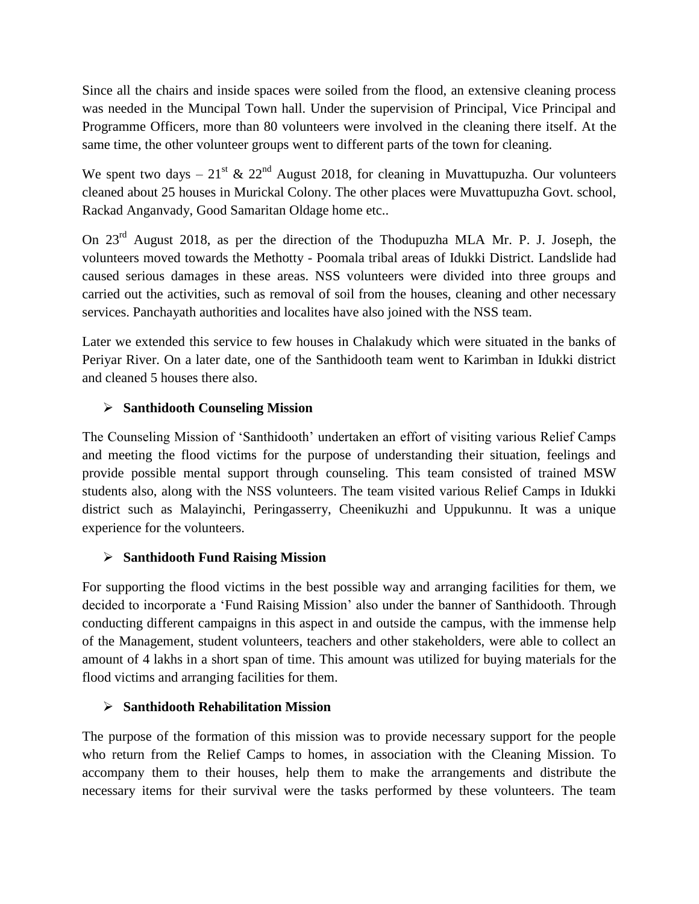Since all the chairs and inside spaces were soiled from the flood, an extensive cleaning process was needed in the Muncipal Town hall. Under the supervision of Principal, Vice Principal and Programme Officers, more than 80 volunteers were involved in the cleaning there itself. At the same time, the other volunteer groups went to different parts of the town for cleaning.

We spent two days – 21st & 22nd August 2018, for cleaning in Muvattupuzha. Our volunteers cleaned about 25 houses in Murickal Colony. The other places were Muvattupuzha Govt. school, Rackad Anganvady, Good Samaritan Oldage home etc..

On 23rd August 2018, as per the direction of the Thodupuzha MLA Mr. P. J. Joseph, the volunteers moved towards the Methotty - Poomala tribal areas of Idukki District. Landslide had caused serious damages in these areas. NSS volunteers were divided into three groups and carried out the activities, such as removal of soil from the houses, cleaning and other necessary services. Panchayath authorities and localites have also joined with the NSS team.

Later we extended this service to few houses in Chalakudy which were situated in the banks of Periyar River. On a later date, one of the Santhidooth team went to Karimban in Idukki district and cleaned 5 houses there also.

- **Santhidooth Counseling Mission**

The Counseling Mission of 'Santhidooth' undertaken an effort of visiting various Relief Camps and meeting the flood victims for the purpose of understanding their situation, feelings and provide possible mental support through counseling. This team consisted of trained MSW students also, along with the NSS volunteers. The team visited various Relief Camps in Idukki district such as Malayinchi, Peringasserry, Cheenikuzhi and Uppukunnu. It was a unique experience for the volunteers.

- **Santhidooth Fund Raising Mission**

For supporting the flood victims in the best possible way and arranging facilities for them, we decided to incorporate a 'Fund Raising Mission' also under the banner of Santhidooth. Through conducting different campaigns in this aspect in and outside the campus, with the immense help of the Management, student volunteers, teachers and other stakeholders, were able to collect an amount of 4 lakhs in a short span of time. This amount was utilized for buying materials for the flood victims and arranging facilities for them.

- **Santhidooth Rehabilitation Mission**

The purpose of the formation of this mission was to provide necessary support for the people who return from the Relief Camps to homes, in association with the Cleaning Mission. To accompany them to their houses, help them to make the arrangements and distribute the necessary items for their survival were the tasks performed by these volunteers. The team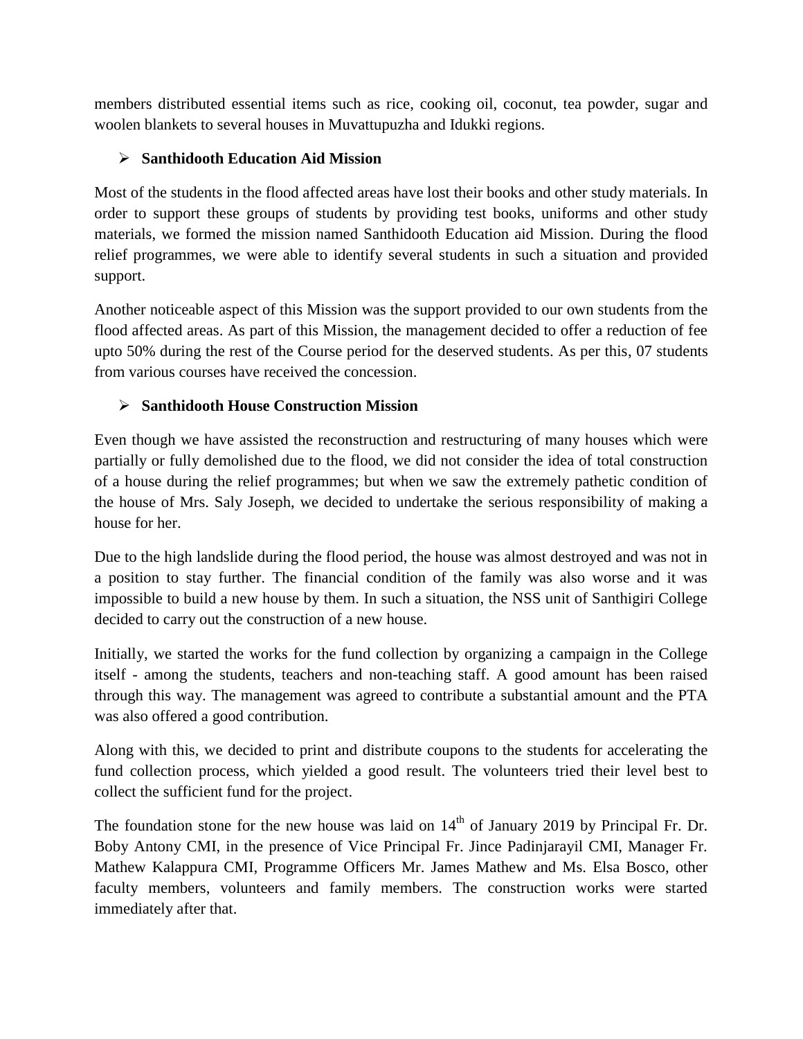members distributed essential items such as rice, cooking oil, coconut, tea powder, sugar and woolen blankets to several houses in Muvattupuzha and Idukki regions.

- **Santhidooth Education Aid Mission**

Most of the students in the flood affected areas have lost their books and other study materials. In order to support these groups of students by providing test books, uniforms and other study materials, we formed the mission named Santhidooth Education aid Mission. During the flood relief programmes, we were able to identify several students in such a situation and provided support.

Another noticeable aspect of this Mission was the support provided to our own students from the flood affected areas. As part of this Mission, the management decided to offer a reduction of fee upto 50% during the rest of the Course period for the deserved students. As per this, 07 students from various courses have received the concession.

- **Santhidooth House Construction Mission**

Even though we have assisted the reconstruction and restructuring of many houses which were partially or fully demolished due to the flood, we did not consider the idea of total construction of a house during the relief programmes; but when we saw the extremely pathetic condition of the house of Mrs. Saly Joseph, we decided to undertake the serious responsibility of making a house for her.

Due to the high landslide during the flood period, the house was almost destroyed and was not in a position to stay further. The financial condition of the family was also worse and it was impossible to build a new house by them. In such a situation, the NSS unit of Santhigiri College decided to carry out the construction of a new house.

Initially, we started the works for the fund collection by organizing a campaign in the College itself - among the students, teachers and non-teaching staff. A good amount has been raised through this way. The management was agreed to contribute a substantial amount and the PTA was also offered a good contribution.

Along with this, we decided to print and distribute coupons to the students for accelerating the fund collection process, which yielded a good result. The volunteers tried their level best to collect the sufficient fund for the project.

The foundation stone for the new house was laid on 14th of January 2019 by Principal Fr. Dr. Boby Antony CMI, in the presence of Vice Principal Fr. Jince Padinjarayil CMI, Manager Fr. Mathew Kalappura CMI, Programme Officers Mr. James Mathew and Ms. Elsa Bosco, other faculty members, volunteers and family members. The construction works were started immediately after that.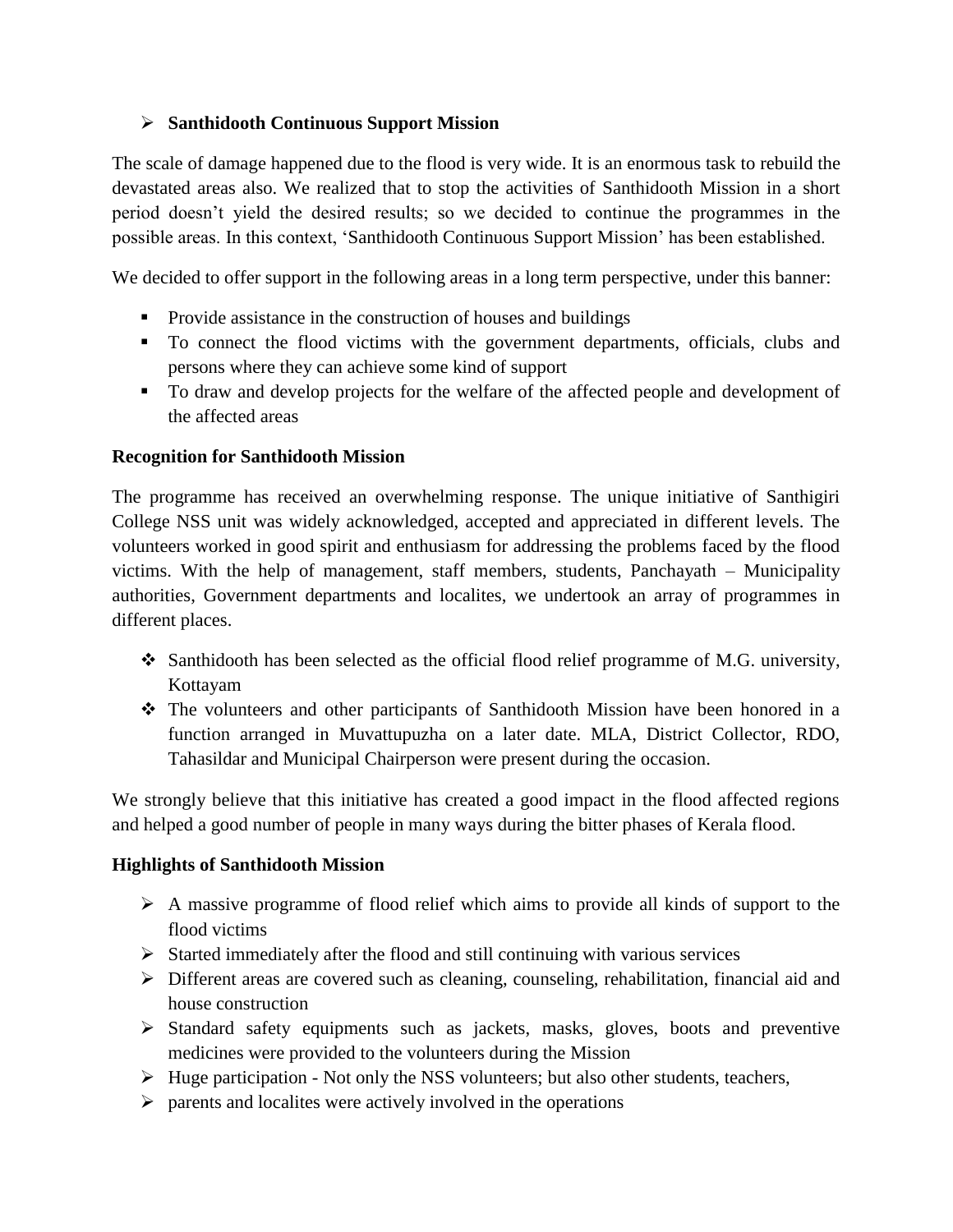- **Santhidooth Continuous Support Mission**

The scale of damage happened due to the flood is very wide. It is an enormous task to rebuild the devastated areas also. We realized that to stop the activities of Santhidooth Mission in a short period doesn't yield the desired results; so we decided to continue the programmes in the possible areas. In this context, 'Santhidooth Continuous Support Mission' has been established.

We decided to offer support in the following areas in a long term perspective, under this banner:

- Provide assistance in the construction of houses and buildings
- To connect the flood victims with the government departments, officials, clubs and persons where they can achieve some kind of support
- To draw and develop projects for the welfare of the affected people and development of the affected areas

**Recognition for Santhidooth Mission**

The programme has received an overwhelming response. The unique initiative of Santhigiri College NSS unit was widely acknowledged, accepted and appreciated in different levels. The volunteers worked in good spirit and enthusiasm for addressing the problems faced by the flood victims. With the help of management, staff members, students, Panchayath – Municipality authorities, Government departments and localites, we undertook an array of programmes in different places.

- Santhidooth has been selected as the official flood relief programme of M.G. university, Kottayam
- The volunteers and other participants of Santhidooth Mission have been honored in a function arranged in Muvattupuzha on a later date. MLA, District Collector, RDO, Tahasildar and Municipal Chairperson were present during the occasion.

We strongly believe that this initiative has created a good impact in the flood affected regions and helped a good number of people in many ways during the bitter phases of Kerala flood.

**Highlights of Santhidooth Mission**

- A massive programme of flood relief which aims to provide all kinds of support to the flood victims
- Started immediately after the flood and still continuing with various services
- Different areas are covered such as cleaning, counseling, rehabilitation, financial aid and house construction
- Standard safety equipments such as jackets, masks, gloves, boots and preventive medicines were provided to the volunteers during the Mission
- Huge participation - Not only the NSS volunteers; but also other students, teachers,
- parents and localites were actively involved in the operations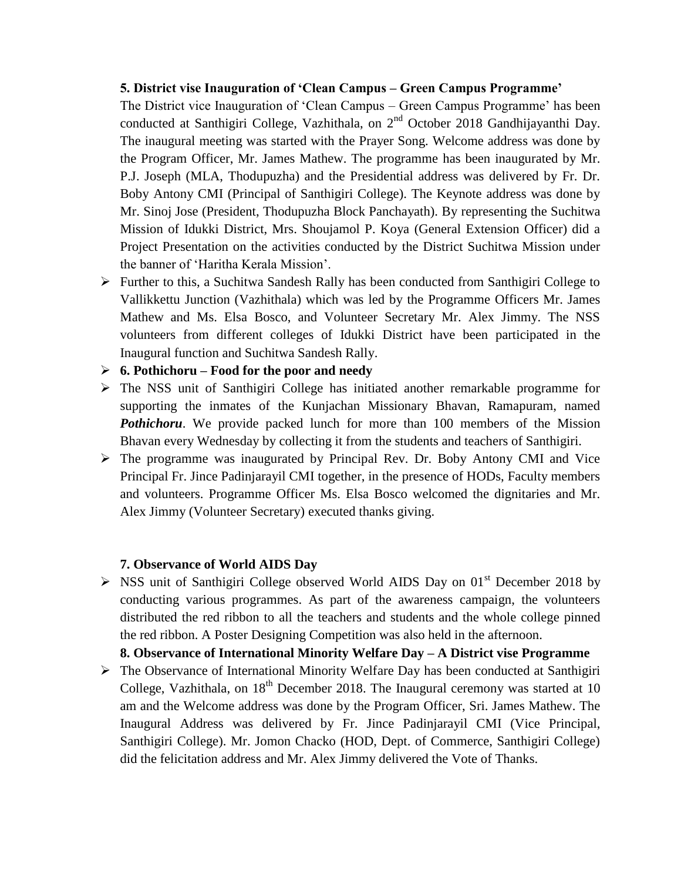**5. District vise Inauguration of 'Clean Campus – Green Campus Programme'**

The District vice Inauguration of 'Clean Campus – Green Campus Programme' has been conducted at Santhigiri College, Vazhithala, on 2nd October 2018 Gandhijayanthi Day. The inaugural meeting was started with the Prayer Song. Welcome address was done by the Program Officer, Mr. James Mathew. The programme has been inaugurated by Mr. P.J. Joseph (MLA, Thodupuzha) and the Presidential address was delivered by Fr. Dr. Boby Antony CMI (Principal of Santhigiri College). The Keynote address was done by Mr. Sinoj Jose (President, Thodupuzha Block Panchayath). By representing the Suchitwa Mission of Idukki District, Mrs. Shoujamol P. Koya (General Extension Officer) did a Project Presentation on the activities conducted by the District Suchitwa Mission under the banner of 'Haritha Kerala Mission'.

- Further to this, a Suchitwa Sandesh Rally has been conducted from Santhigiri College to Vallikkettu Junction (Vazhithala) which was led by the Programme Officers Mr. James Mathew and Ms. Elsa Bosco, and Volunteer Secretary Mr. Alex Jimmy. The NSS volunteers from different colleges of Idukki District have been participated in the Inaugural function and Suchitwa Sandesh Rally.
- **6. Pothichoru – Food for the poor and needy**
- The NSS unit of Santhigiri College has initiated another remarkable programme for supporting the inmates of the Kunjachan Missionary Bhavan, Ramapuram, named ***Pothichoru***. We provide packed lunch for more than 100 members of the Mission Bhavan every Wednesday by collecting it from the students and teachers of Santhigiri.
- The programme was inaugurated by Principal Rev. Dr. Boby Antony CMI and Vice Principal Fr. Jince Padinjarayil CMI together, in the presence of HODs, Faculty members and volunteers. Programme Officer Ms. Elsa Bosco welcomed the dignitaries and Mr. Alex Jimmy (Volunteer Secretary) executed thanks giving.

**7. Observance of World AIDS Day**

- NSS unit of Santhigiri College observed World AIDS Day on 01st December 2018 by conducting various programmes. As part of the awareness campaign, the volunteers distributed the red ribbon to all the teachers and students and the whole college pinned the red ribbon. A Poster Designing Competition was also held in the afternoon.

**8. Observance of International Minority Welfare Day – A District vise Programme**

- The Observance of International Minority Welfare Day has been conducted at Santhigiri College, Vazhithala, on 18th December 2018. The Inaugural ceremony was started at 10 am and the Welcome address was done by the Program Officer, Sri. James Mathew. The Inaugural Address was delivered by Fr. Jince Padinjarayil CMI (Vice Principal, Santhigiri College). Mr. Jomon Chacko (HOD, Dept. of Commerce, Santhigiri College) did the felicitation address and Mr. Alex Jimmy delivered the Vote of Thanks.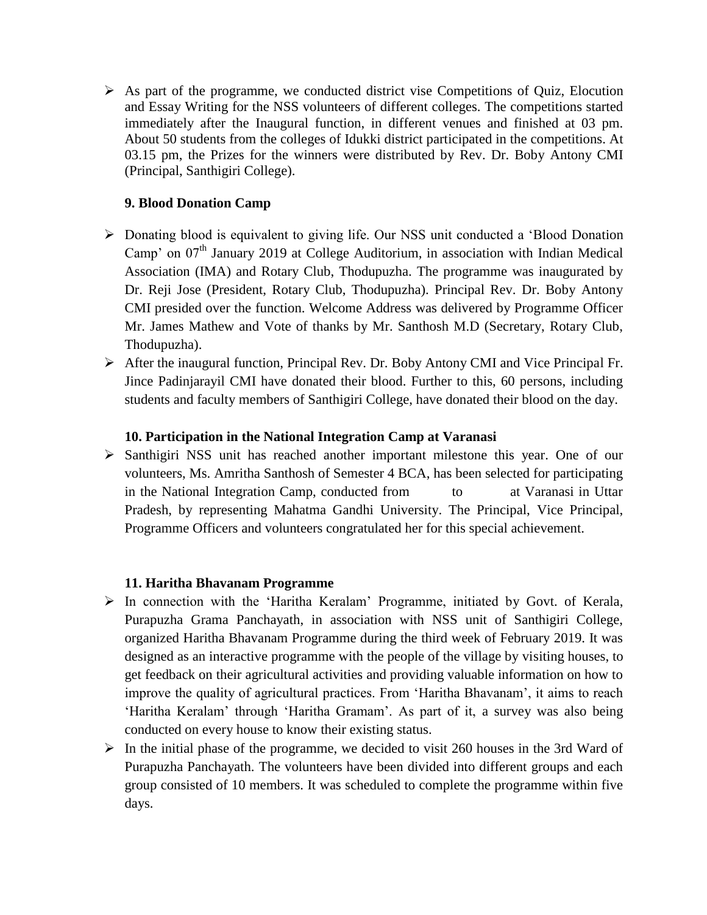- As part of the programme, we conducted district vise Competitions of Quiz, Elocution and Essay Writing for the NSS volunteers of different colleges. The competitions started immediately after the Inaugural function, in different venues and finished at 03 pm. About 50 students from the colleges of Idukki district participated in the competitions. At 03.15 pm, the Prizes for the winners were distributed by Rev. Dr. Boby Antony CMI (Principal, Santhigiri College).

### 9. Blood Donation Camp

- Donating blood is equivalent to giving life. Our NSS unit conducted a 'Blood Donation Camp' on 07th January 2019 at College Auditorium, in association with Indian Medical Association (IMA) and Rotary Club, Thodupuzha. The programme was inaugurated by Dr. Reji Jose (President, Rotary Club, Thodupuzha). Principal Rev. Dr. Boby Antony CMI presided over the function. Welcome Address was delivered by Programme Officer Mr. James Mathew and Vote of thanks by Mr. Santhosh M.D (Secretary, Rotary Club, Thodupuzha).
- After the inaugural function, Principal Rev. Dr. Boby Antony CMI and Vice Principal Fr. Jince Padinjarayil CMI have donated their blood. Further to this, 60 persons, including students and faculty members of Santhigiri College, have donated their blood on the day.

### 10. Participation in the National Integration Camp at Varanasi

- Santhigiri NSS unit has reached another important milestone this year. One of our volunteers, Ms. Amritha Santhosh of Semester 4 BCA, has been selected for participating in the National Integration Camp, conducted from to at Varanasi in Uttar Pradesh, by representing Mahatma Gandhi University. The Principal, Vice Principal, Programme Officers and volunteers congratulated her for this special achievement.

### 11. Haritha Bhavanam Programme

- In connection with the 'Haritha Keralam' Programme, initiated by Govt. of Kerala, Purapuzha Grama Panchayath, in association with NSS unit of Santhigiri College, organized Haritha Bhavanam Programme during the third week of February 2019. It was designed as an interactive programme with the people of the village by visiting houses, to get feedback on their agricultural activities and providing valuable information on how to improve the quality of agricultural practices. From 'Haritha Bhavanam', it aims to reach 'Haritha Keralam' through 'Haritha Gramam'. As part of it, a survey was also being conducted on every house to know their existing status.
- In the initial phase of the programme, we decided to visit 260 houses in the 3rd Ward of Purapuzha Panchayath. The volunteers have been divided into different groups and each group consisted of 10 members. It was scheduled to complete the programme within five days.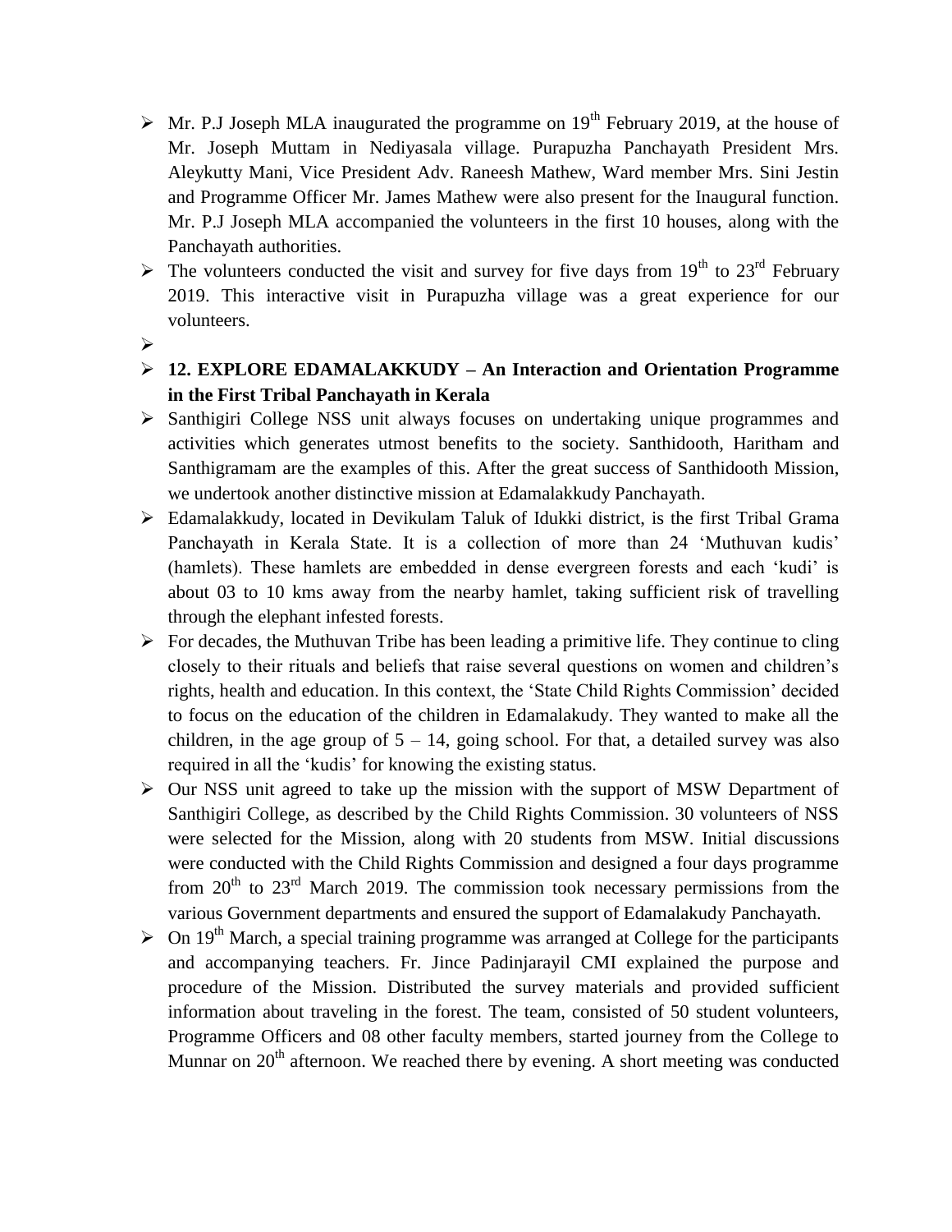- Mr. P.J Joseph MLA inaugurated the programme on 19th February 2019, at the house of Mr. Joseph Muttam in Nediyasala village. Purapuzha Panchayath President Mrs. Aleykutty Mani, Vice President Adv. Raneesh Mathew, Ward member Mrs. Sini Jestin and Programme Officer Mr. James Mathew were also present for the Inaugural function. Mr. P.J Joseph MLA accompanied the volunteers in the first 10 houses, along with the Panchayath authorities.
- The volunteers conducted the visit and survey for five days from 19th to 23rd February 2019. This interactive visit in Purapuzha village was a great experience for our volunteers.
- **12. EXPLORE EDAMALAKKUDY – An Interaction and Orientation Programme in the First Tribal Panchayath in Kerala**
- Santhigiri College NSS unit always focuses on undertaking unique programmes and activities which generates utmost benefits to the society. Santhidooth, Haritham and Santhigramam are the examples of this. After the great success of Santhidooth Mission, we undertook another distinctive mission at Edamalakkudy Panchayath.
- Edamalakkudy, located in Devikulam Taluk of Idukki district, is the first Tribal Grama Panchayath in Kerala State. It is a collection of more than 24 'Muthuvan kudis' (hamlets). These hamlets are embedded in dense evergreen forests and each 'kudi' is about 03 to 10 kms away from the nearby hamlet, taking sufficient risk of travelling through the elephant infested forests.
- For decades, the Muthuvan Tribe has been leading a primitive life. They continue to cling closely to their rituals and beliefs that raise several questions on women and children's rights, health and education. In this context, the 'State Child Rights Commission' decided to focus on the education of the children in Edamalakudy. They wanted to make all the children, in the age group of 5 – 14, going school. For that, a detailed survey was also required in all the 'kudis' for knowing the existing status.
- Our NSS unit agreed to take up the mission with the support of MSW Department of Santhigiri College, as described by the Child Rights Commission. 30 volunteers of NSS were selected for the Mission, along with 20 students from MSW. Initial discussions were conducted with the Child Rights Commission and designed a four days programme from 20th to 23rd March 2019. The commission took necessary permissions from the various Government departments and ensured the support of Edamalakudy Panchayath.
- On 19th March, a special training programme was arranged at College for the participants and accompanying teachers. Fr. Jince Padinjarayil CMI explained the purpose and procedure of the Mission. Distributed the survey materials and provided sufficient information about traveling in the forest. The team, consisted of 50 student volunteers, Programme Officers and 08 other faculty members, started journey from the College to Munnar on 20th afternoon. We reached there by evening. A short meeting was conducted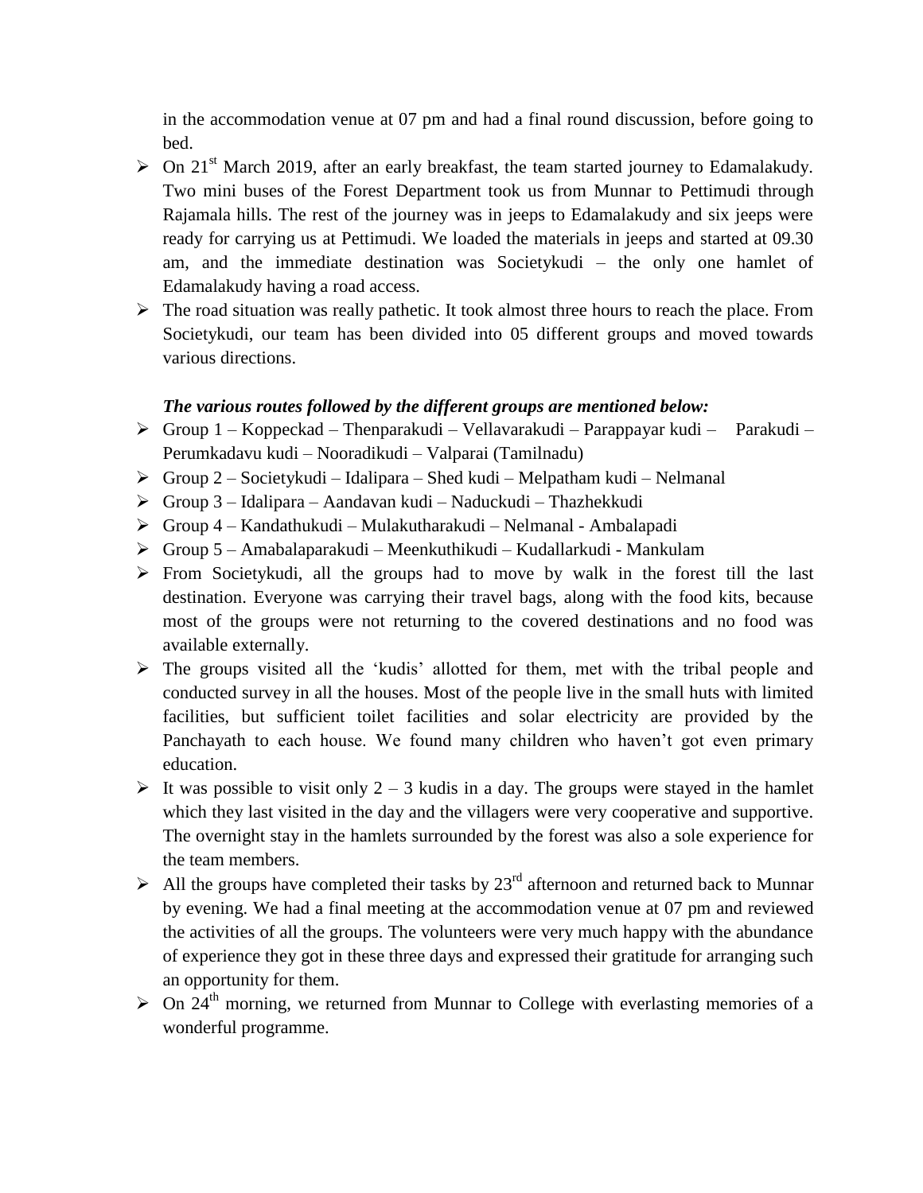in the accommodation venue at 07 pm and had a final round discussion, before going to bed.

- On 21st March 2019, after an early breakfast, the team started journey to Edamalakudy. Two mini buses of the Forest Department took us from Munnar to Pettimudi through Rajamala hills. The rest of the journey was in jeeps to Edamalakudy and six jeeps were ready for carrying us at Pettimudi. We loaded the materials in jeeps and started at 09.30 am, and the immediate destination was Societykudi – the only one hamlet of Edamalakudy having a road access.
- The road situation was really pathetic. It took almost three hours to reach the place. From Societykudi, our team has been divided into 05 different groups and moved towards various directions.

***The various routes followed by the different groups are mentioned below:***

- Group 1 – Koppeckad – Thenparakudi – Vellavarakudi – Parappayar kudi – Parakudi – Perumkadavu kudi – Nooradikudi – Valparai (Tamilnadu)
- Group 2 – Societykudi – Idalipara – Shed kudi – Melpatham kudi – Nelmanal
- Group 3 – Idalipara – Aandavan kudi – Naduckudi – Thazhekkudi
- Group 4 – Kandathukudi – Mulakutharakudi – Nelmanal - Ambalapadi
- Group 5 – Amabalaparakudi – Meenkuthikudi – Kudallarkudi - Mankulam
- From Societykudi, all the groups had to move by walk in the forest till the last destination. Everyone was carrying their travel bags, along with the food kits, because most of the groups were not returning to the covered destinations and no food was available externally.
- The groups visited all the 'kudis' allotted for them, met with the tribal people and conducted survey in all the houses. Most of the people live in the small huts with limited facilities, but sufficient toilet facilities and solar electricity are provided by the Panchayath to each house. We found many children who haven't got even primary education.
- It was possible to visit only 2 – 3 kudis in a day. The groups were stayed in the hamlet which they last visited in the day and the villagers were very cooperative and supportive. The overnight stay in the hamlets surrounded by the forest was also a sole experience for the team members.
- All the groups have completed their tasks by 23rd afternoon and returned back to Munnar by evening. We had a final meeting at the accommodation venue at 07 pm and reviewed the activities of all the groups. The volunteers were very much happy with the abundance of experience they got in these three days and expressed their gratitude for arranging such an opportunity for them.
- On 24th morning, we returned from Munnar to College with everlasting memories of a wonderful programme.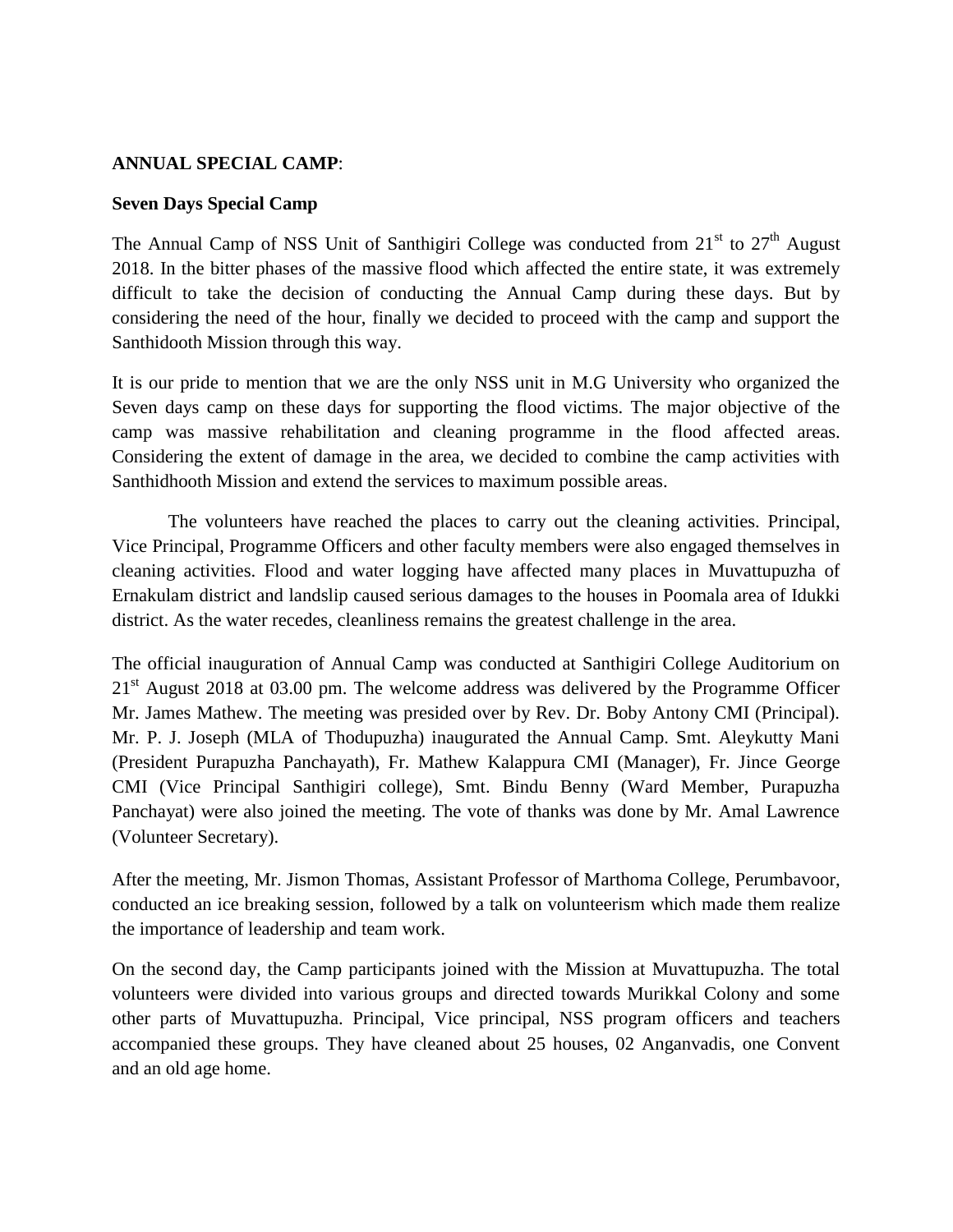**ANNUAL SPECIAL CAMP**:

**Seven Days Special Camp**

The Annual Camp of NSS Unit of Santhigiri College was conducted from 21st to 27th August 2018. In the bitter phases of the massive flood which affected the entire state, it was extremely difficult to take the decision of conducting the Annual Camp during these days. But by considering the need of the hour, finally we decided to proceed with the camp and support the Santhidooth Mission through this way.

It is our pride to mention that we are the only NSS unit in M.G University who organized the Seven days camp on these days for supporting the flood victims. The major objective of the camp was massive rehabilitation and cleaning programme in the flood affected areas. Considering the extent of damage in the area, we decided to combine the camp activities with Santhidhooth Mission and extend the services to maximum possible areas.

The volunteers have reached the places to carry out the cleaning activities. Principal, Vice Principal, Programme Officers and other faculty members were also engaged themselves in cleaning activities. Flood and water logging have affected many places in Muvattupuzha of Ernakulam district and landslip caused serious damages to the houses in Poomala area of Idukki district. As the water recedes, cleanliness remains the greatest challenge in the area.

The official inauguration of Annual Camp was conducted at Santhigiri College Auditorium on 21st August 2018 at 03.00 pm. The welcome address was delivered by the Programme Officer Mr. James Mathew. The meeting was presided over by Rev. Dr. Boby Antony CMI (Principal). Mr. P. J. Joseph (MLA of Thodupuzha) inaugurated the Annual Camp. Smt. Aleykutty Mani (President Purapuzha Panchayath), Fr. Mathew Kalappura CMI (Manager), Fr. Jince George CMI (Vice Principal Santhigiri college), Smt. Bindu Benny (Ward Member, Purapuzha Panchayat) were also joined the meeting. The vote of thanks was done by Mr. Amal Lawrence (Volunteer Secretary).

After the meeting, Mr. Jismon Thomas, Assistant Professor of Marthoma College, Perumbavoor, conducted an ice breaking session, followed by a talk on volunteerism which made them realize the importance of leadership and team work.

On the second day, the Camp participants joined with the Mission at Muvattupuzha. The total volunteers were divided into various groups and directed towards Murikkal Colony and some other parts of Muvattupuzha. Principal, Vice principal, NSS program officers and teachers accompanied these groups. They have cleaned about 25 houses, 02 Anganvadis, one Convent and an old age home.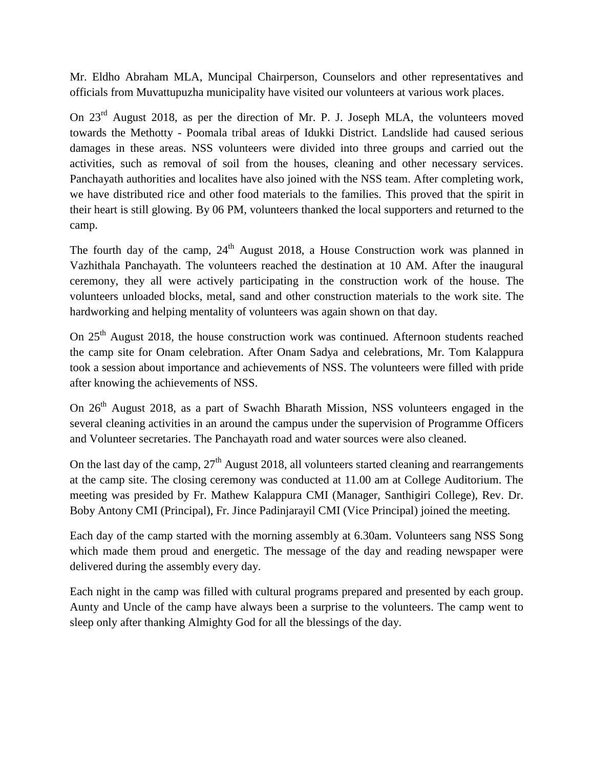Mr. Eldho Abraham MLA, Muncipal Chairperson, Counselors and other representatives and officials from Muvattupuzha municipality have visited our volunteers at various work places.

On 23rd August 2018, as per the direction of Mr. P. J. Joseph MLA, the volunteers moved towards the Methotty - Poomala tribal areas of Idukki District. Landslide had caused serious damages in these areas. NSS volunteers were divided into three groups and carried out the activities, such as removal of soil from the houses, cleaning and other necessary services. Panchayath authorities and localites have also joined with the NSS team. After completing work, we have distributed rice and other food materials to the families. This proved that the spirit in their heart is still glowing. By 06 PM, volunteers thanked the local supporters and returned to the camp.

The fourth day of the camp, 24th August 2018, a House Construction work was planned in Vazhithala Panchayath. The volunteers reached the destination at 10 AM. After the inaugural ceremony, they all were actively participating in the construction work of the house. The volunteers unloaded blocks, metal, sand and other construction materials to the work site. The hardworking and helping mentality of volunteers was again shown on that day.

On 25th August 2018, the house construction work was continued. Afternoon students reached the camp site for Onam celebration. After Onam Sadya and celebrations, Mr. Tom Kalappura took a session about importance and achievements of NSS. The volunteers were filled with pride after knowing the achievements of NSS.

On 26th August 2018, as a part of Swachh Bharath Mission, NSS volunteers engaged in the several cleaning activities in an around the campus under the supervision of Programme Officers and Volunteer secretaries. The Panchayath road and water sources were also cleaned.

On the last day of the camp, 27th August 2018, all volunteers started cleaning and rearrangements at the camp site. The closing ceremony was conducted at 11.00 am at College Auditorium. The meeting was presided by Fr. Mathew Kalappura CMI (Manager, Santhigiri College), Rev. Dr. Boby Antony CMI (Principal), Fr. Jince Padinjarayil CMI (Vice Principal) joined the meeting.

Each day of the camp started with the morning assembly at 6.30am. Volunteers sang NSS Song which made them proud and energetic. The message of the day and reading newspaper were delivered during the assembly every day.

Each night in the camp was filled with cultural programs prepared and presented by each group. Aunty and Uncle of the camp have always been a surprise to the volunteers. The camp went to sleep only after thanking Almighty God for all the blessings of the day.